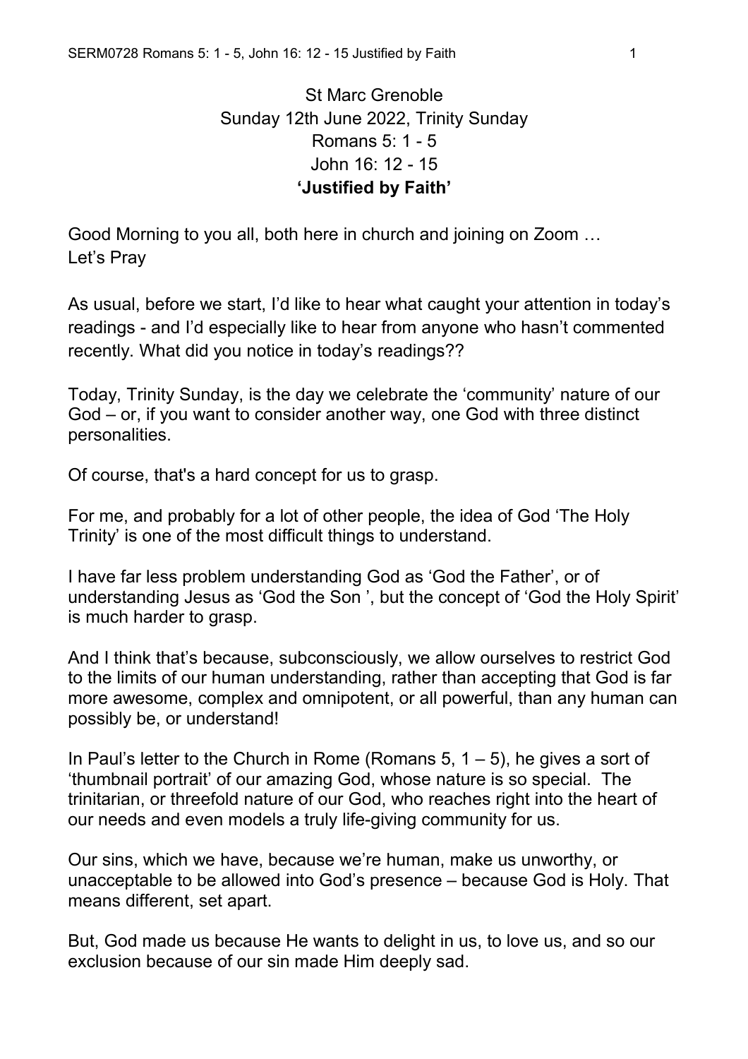St Marc Grenoble
Sunday 12th June 2022, Trinity Sunday
Romans 5: 1 - 5
John 16: 12 - 15
**'Justified by Faith'**

Good Morning to you all, both here in church and joining on Zoom …
Let's Pray

As usual, before we start, I'd like to hear what caught your attention in today's readings - and I'd especially like to hear from anyone who hasn't commented recently. What did you notice in today's readings??

Today, Trinity Sunday, is the day we celebrate the 'community' nature of our God – or, if you want to consider another way, one God with three distinct personalities.

Of course, that's a hard concept for us to grasp.

For me, and probably for a lot of other people, the idea of God 'The Holy Trinity' is one of the most difficult things to understand.

I have far less problem understanding God as 'God the Father', or of understanding Jesus as 'God the Son ', but the concept of 'God the Holy Spirit' is much harder to grasp.

And I think that's because, subconsciously, we allow ourselves to restrict God to the limits of our human understanding, rather than accepting that God is far more awesome, complex and omnipotent, or all powerful, than any human can possibly be, or understand!

In Paul's letter to the Church in Rome (Romans 5, 1 – 5), he gives a sort of 'thumbnail portrait' of our amazing God, whose nature is so special. The trinitarian, or threefold nature of our God, who reaches right into the heart of our needs and even models a truly life-giving community for us.

Our sins, which we have, because we're human, make us unworthy, or unacceptable to be allowed into God's presence – because God is Holy. That means different, set apart.

But, God made us because He wants to delight in us, to love us, and so our exclusion because of our sin made Him deeply sad.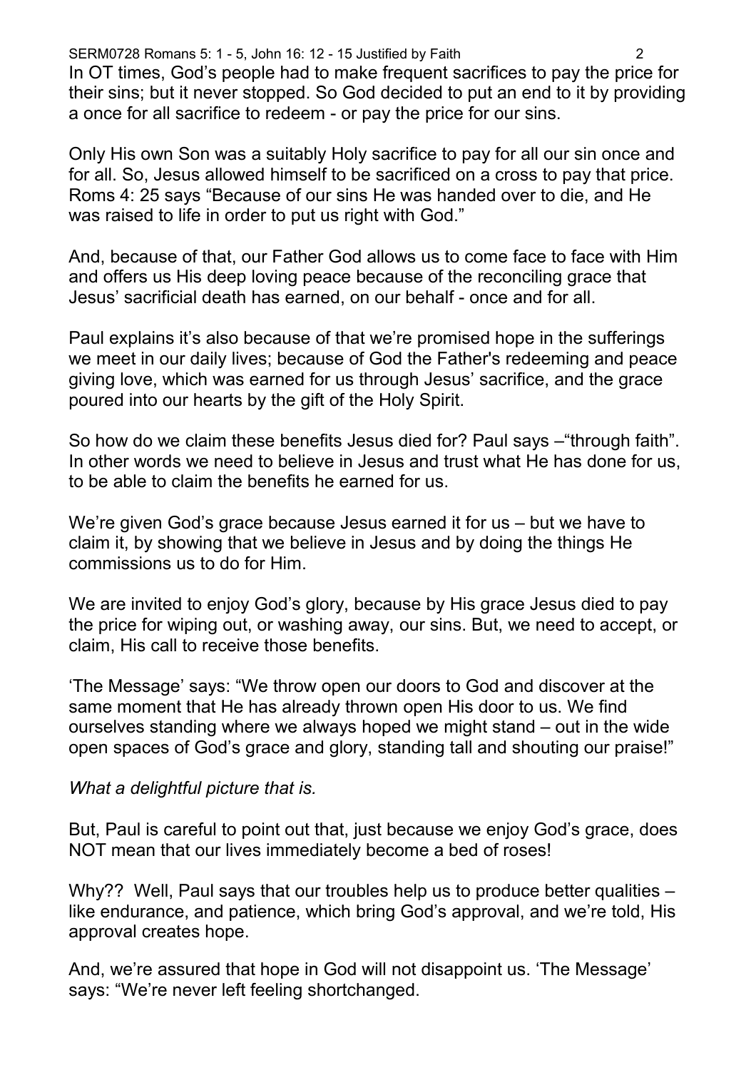In OT times, God's people had to make frequent sacrifices to pay the price for their sins; but it never stopped. So God decided to put an end to it by providing a once for all sacrifice to redeem - or pay the price for our sins.

Only His own Son was a suitably Holy sacrifice to pay for all our sin once and for all. So, Jesus allowed himself to be sacrificed on a cross to pay that price. Roms 4: 25 says "Because of our sins He was handed over to die, and He was raised to life in order to put us right with God."

And, because of that, our Father God allows us to come face to face with Him and offers us His deep loving peace because of the reconciling grace that Jesus' sacrificial death has earned, on our behalf - once and for all.

Paul explains it's also because of that we're promised hope in the sufferings we meet in our daily lives; because of God the Father's redeeming and peace giving love, which was earned for us through Jesus' sacrifice, and the grace poured into our hearts by the gift of the Holy Spirit.

So how do we claim these benefits Jesus died for? Paul says –"through faith". In other words we need to believe in Jesus and trust what He has done for us, to be able to claim the benefits he earned for us.

We're given God's grace because Jesus earned it for us – but we have to claim it, by showing that we believe in Jesus and by doing the things He commissions us to do for Him.

We are invited to enjoy God's glory, because by His grace Jesus died to pay the price for wiping out, or washing away, our sins. But, we need to accept, or claim, His call to receive those benefits.

'The Message' says: "We throw open our doors to God and discover at the same moment that He has already thrown open His door to us. We find ourselves standing where we always hoped we might stand – out in the wide open spaces of God's grace and glory, standing tall and shouting our praise!"

*What a delightful picture that is.*

But, Paul is careful to point out that, just because we enjoy God's grace, does NOT mean that our lives immediately become a bed of roses!

Why?? Well, Paul says that our troubles help us to produce better qualities – like endurance, and patience, which bring God's approval, and we're told, His approval creates hope.

And, we're assured that hope in God will not disappoint us. 'The Message' says: "We're never left feeling shortchanged.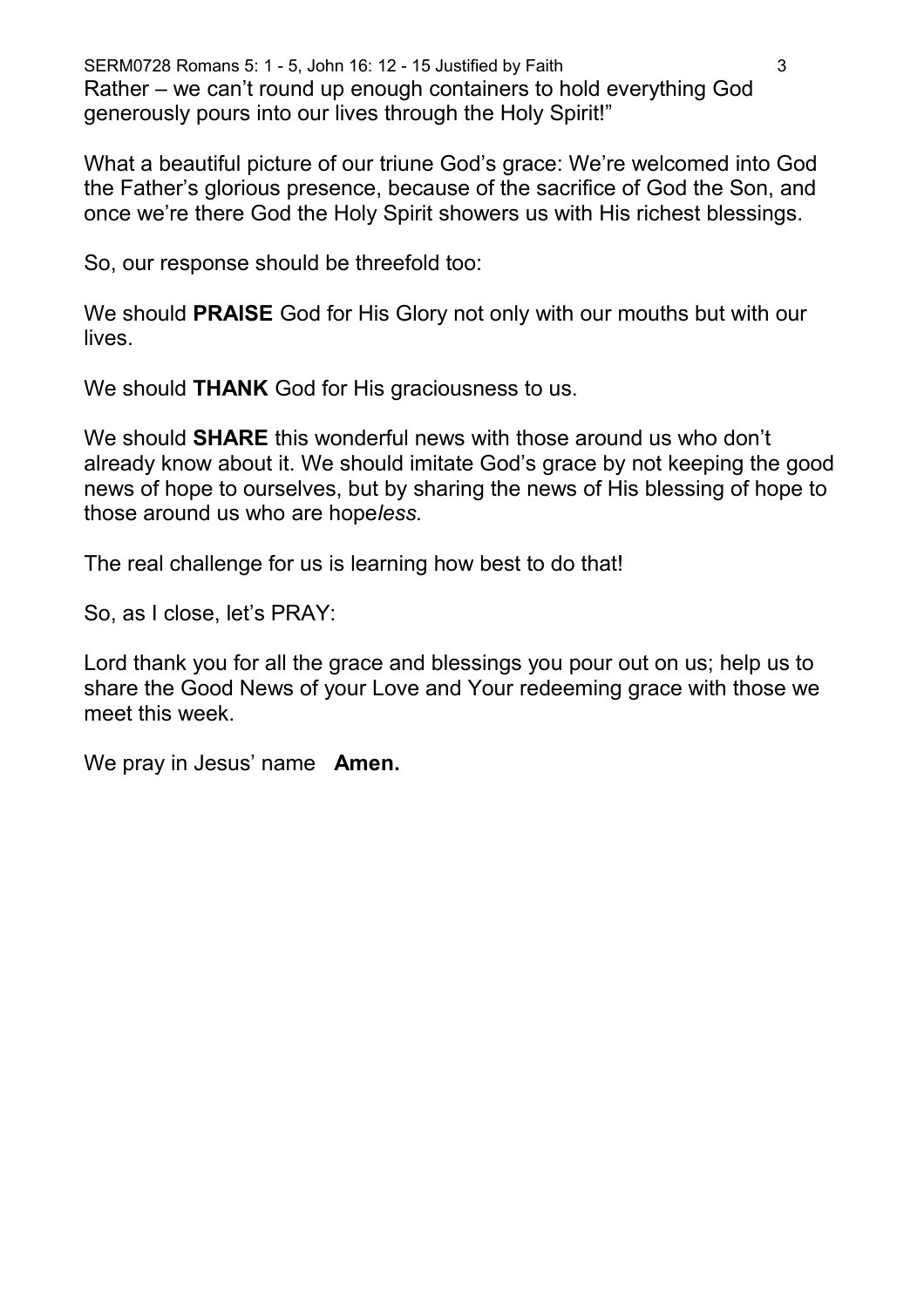Rather – we can't round up enough containers to hold everything God generously pours into our lives through the Holy Spirit!"

What a beautiful picture of our triune God's grace: We're welcomed into God the Father's glorious presence, because of the sacrifice of God the Son, and once we're there God the Holy Spirit showers us with His richest blessings.

So, our response should be threefold too:

We should **PRAISE** God for His Glory not only with our mouths but with our lives.

We should **THANK** God for His graciousness to us.

We should **SHARE** this wonderful news with those around us who don't already know about it. We should imitate God's grace by not keeping the good news of hope to ourselves, but by sharing the news of His blessing of hope to those around us who are hope*less.*

The real challenge for us is learning how best to do that!

So, as I close, let's PRAY:

Lord thank you for all the grace and blessings you pour out on us; help us to share the Good News of your Love and Your redeeming grace with those we meet this week.

We pray in Jesus' name **Amen.**